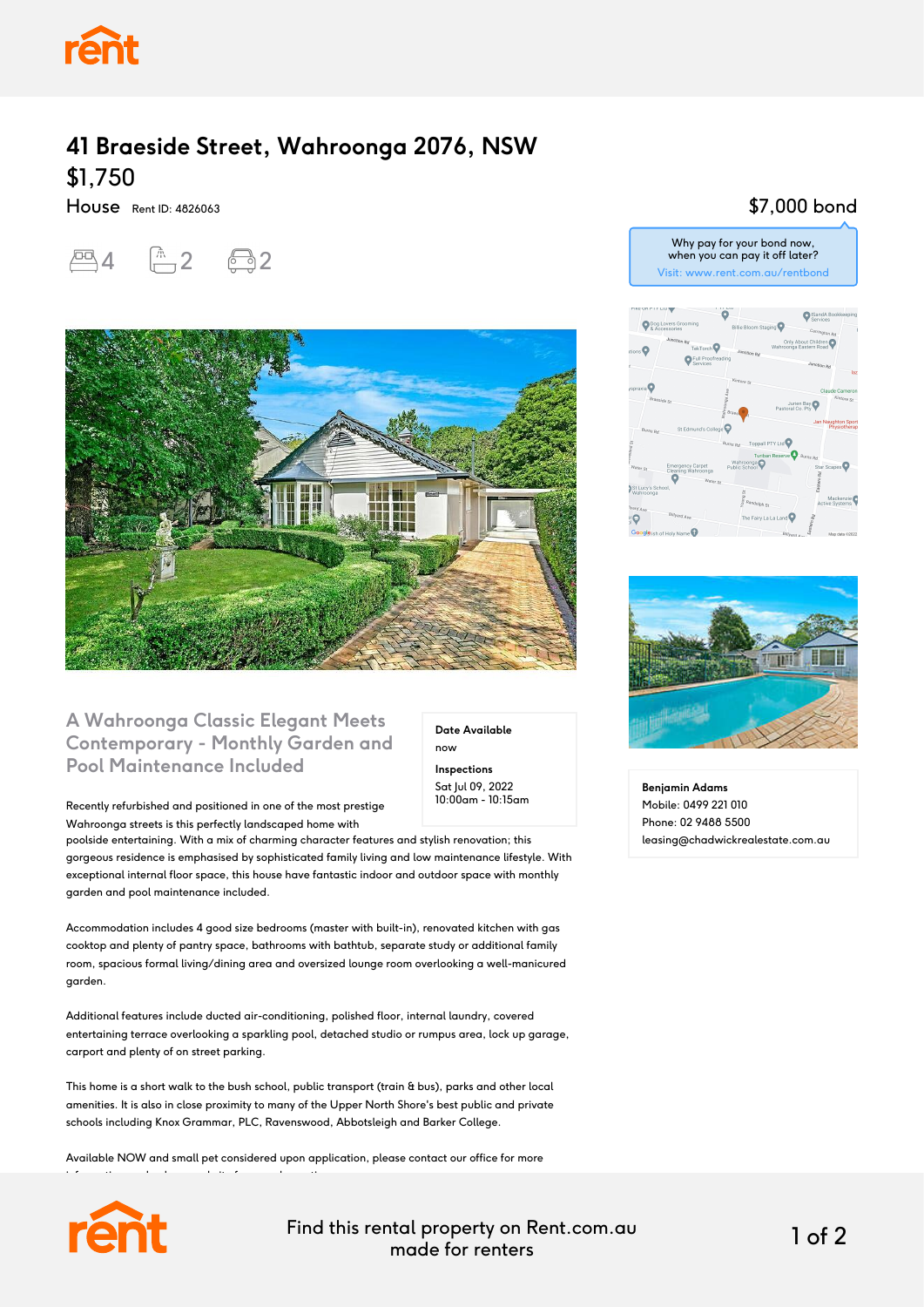# 41 Braeside Street, Wahroonga 2076, NSW

## $1,750

House Rent ID: 4826063

4 2 2

$7,000 bond

Why pay for your bond now, when you can pay it off later?
Visit: www.rent.com.au/rentbond

## A Wahroonga Classic Elegant Meets Contemporary - Monthly Garden and Pool Maintenance Included

**Date Available**
now

**Inspections**
Sat Jul 09, 2022
10:00am - 10:15am

Recently refurbished and positioned in one of the most prestige Wahroonga streets is this perfectly landscaped home with poolside entertaining. With a mix of charming character features and stylish renovation; this gorgeous residence is emphasised by sophisticated family living and low maintenance lifestyle. With exceptional internal floor space, this house have fantastic indoor and outdoor space with monthly garden and pool maintenance included.

Accommodation includes 4 good size bedrooms (master with built-in), renovated kitchen with gas cooktop and plenty of pantry space, bathrooms with bathtub, separate study or additional family room, spacious formal living/dining area and oversized lounge room overlooking a well-manicured garden.

Additional features include ducted air-conditioning, polished floor, internal laundry, covered entertaining terrace overlooking a sparkling pool, detached studio or rumpus area, lock up garage, carport and plenty of on street parking.

This home is a short walk to the bush school, public transport (train & bus), parks and other local amenities. It is also in close proximity to many of the Upper North Shore's best public and private schools including Knox Grammar, PLC, Ravenswood, Abbotsleigh and Barker College.

Available NOW and small pet considered upon application, please contact our office for more

**Benjamin Adams**
Mobile: 0499 221 010
Phone: 02 9488 5500
leasing@chadwickrealestate.com.au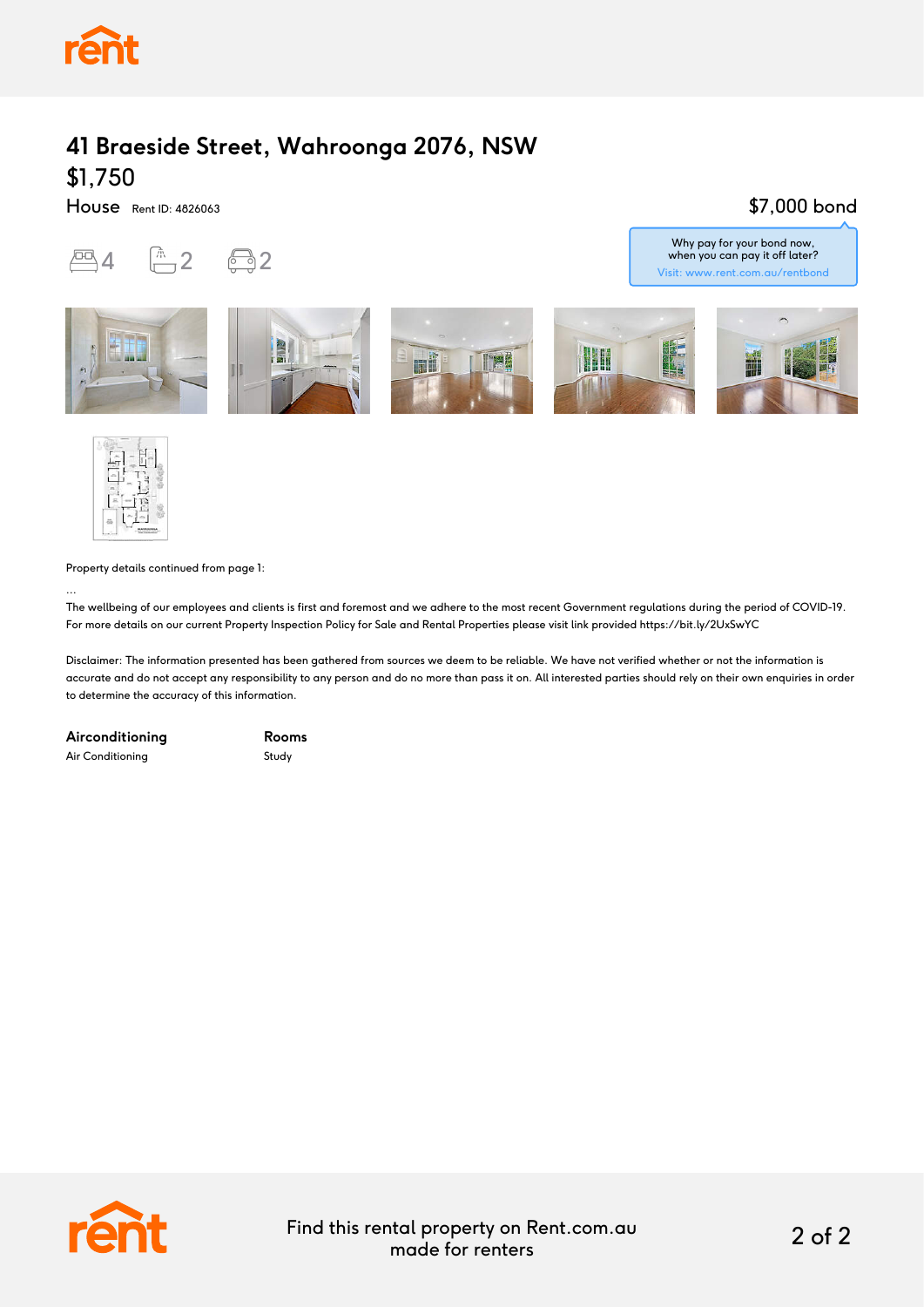# 41 Braeside Street, Wahroonga 2076, NSW

## $1,750

House Rent ID: 4826063

$7,000 bond

Why pay for your bond now, when you can pay it off later?
Visit: www.rent.com.au/rentbond

4 2 2

Property details continued from page 1:

...

The wellbeing of our employees and clients is first and foremost and we adhere to the most recent Government regulations during the period of COVID-19. For more details on our current Property Inspection Policy for Sale and Rental Properties please visit link provided https://bit.ly/2UxSwYC

Disclaimer: The information presented has been gathered from sources we deem to be reliable. We have not verified whether or not the information is accurate and do not accept any responsibility to any person and do no more than pass it on. All interested parties should rely on their own enquiries in order to determine the accuracy of this information.

**Airconditioning**
Air Conditioning

**Rooms**
Study

Find this rental property on Rent.com.au made for renters